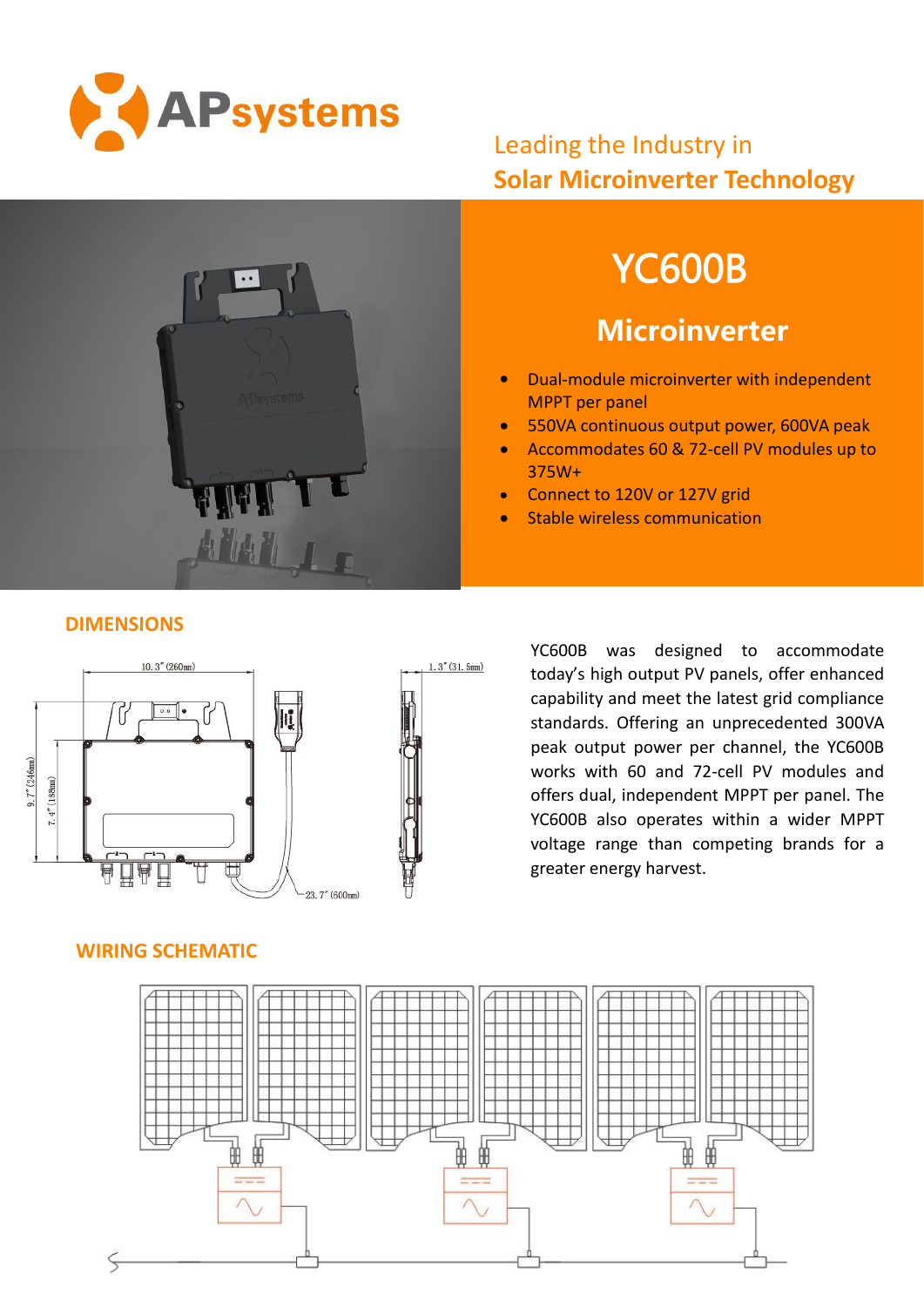APsystems

Leading the Industry in
**Solar Microinverter Technology**

# YC600B

## Microinverter

- Dual-module microinverter with independent MPPT per panel
- 550VA continuous output power, 600VA peak
- Accommodates 60 & 72-cell PV modules up to 375W+
- Connect to 120V or 127V grid
- Stable wireless communication

## DIMENSIONS

10.3" (260mm)

1.3" (31.5mm)

9.7" (246mm)

7.4" (188mm)

23.7" (600mm)

YC600B was designed to accommodate today's high output PV panels, offer enhanced capability and meet the latest grid compliance standards. Offering an unprecedented 300VA peak output power per channel, the YC600B works with 60 and 72-cell PV modules and offers dual, independent MPPT per panel. The YC600B also operates within a wider MPPT voltage range than competing brands for a greater energy harvest.

## WIRING SCHEMATIC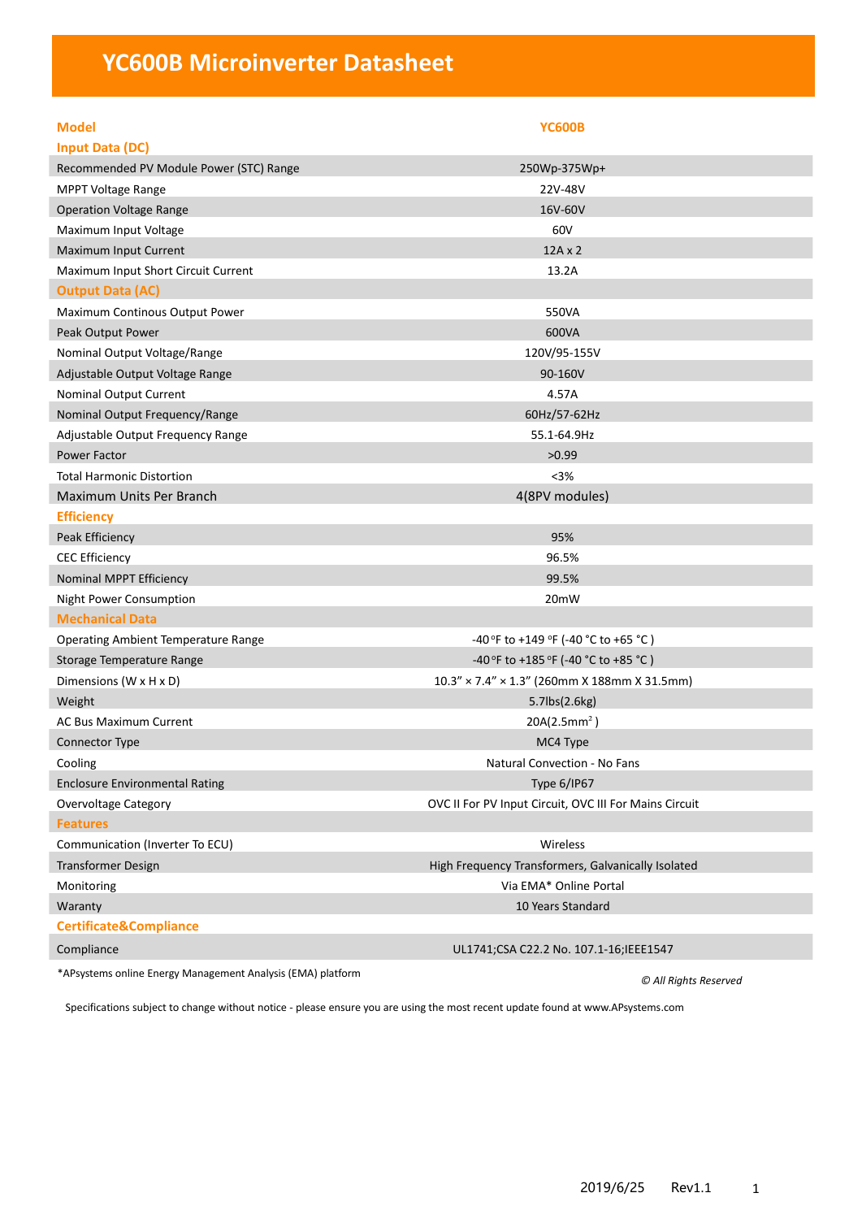# YC600B Microinverter Datasheet

| Model | YC600B |
|---|---|
| **Input Data (DC)** | |
| Recommended PV Module Power (STC) Range | 250Wp-375Wp+ |
| MPPT Voltage Range | 22V-48V |
| Operation Voltage Range | 16V-60V |
| Maximum Input Voltage | 60V |
| Maximum Input Current | 12A x 2 |
| Maximum Input Short Circuit Current | 13.2A |
| **Output Data (AC)** | |
| Maximum Continous Output Power | 550VA |
| Peak Output Power | 600VA |
| Nominal Output Voltage/Range | 120V/95-155V |
| Adjustable Output Voltage Range | 90-160V |
| Nominal Output Current | 4.57A |
| Nominal Output Frequency/Range | 60Hz/57-62Hz |
| Adjustable Output Frequency Range | 55.1-64.9Hz |
| Power Factor | >0.99 |
| Total Harmonic Distortion | <3% |
| Maximum Units Per Branch | 4(8PV modules) |
| **Efficiency** | |
| Peak Efficiency | 95% |
| CEC Efficiency | 96.5% |
| Nominal MPPT Efficiency | 99.5% |
| Night Power Consumption | 20mW |
| **Mechanical Data** | |
| Operating Ambient Temperature Range | -40 °F to +149 °F (-40 °C to +65 °C ) |
| Storage Temperature Range | -40 °F to +185 °F (-40 °C to +85 °C ) |
| Dimensions (W x H x D) | 10.3" × 7.4" × 1.3" (260mm X 188mm X 31.5mm) |
| Weight | 5.7lbs(2.6kg) |
| AC Bus Maximum Current | 20A(2.5mm$^2$ ) |
| Connector Type | MC4 Type |
| Cooling | Natural Convection - No Fans |
| Enclosure Environmental Rating | Type 6/IP67 |
| Overvoltage Category | OVC II For PV Input Circuit, OVC III For Mains Circuit |
| **Features** | |
| Communication (Inverter To ECU) | Wireless |
| Transformer Design | High Frequency Transformers, Galvanically Isolated |
| Monitoring | Via EMA* Online Portal |
| Waranty | 10 Years Standard |
| **Certificate&Compliance** | |
| Compliance | UL1741;CSA C22.2 No. 107.1-16;IEEE1547 |

*APsystems online Energy Management Analysis (EMA) platform

*© All Rights Reserved*

Specifications subject to change without notice - please ensure you are using the most recent update found at www.APsystems.com

2019/6/25 Rev1.1